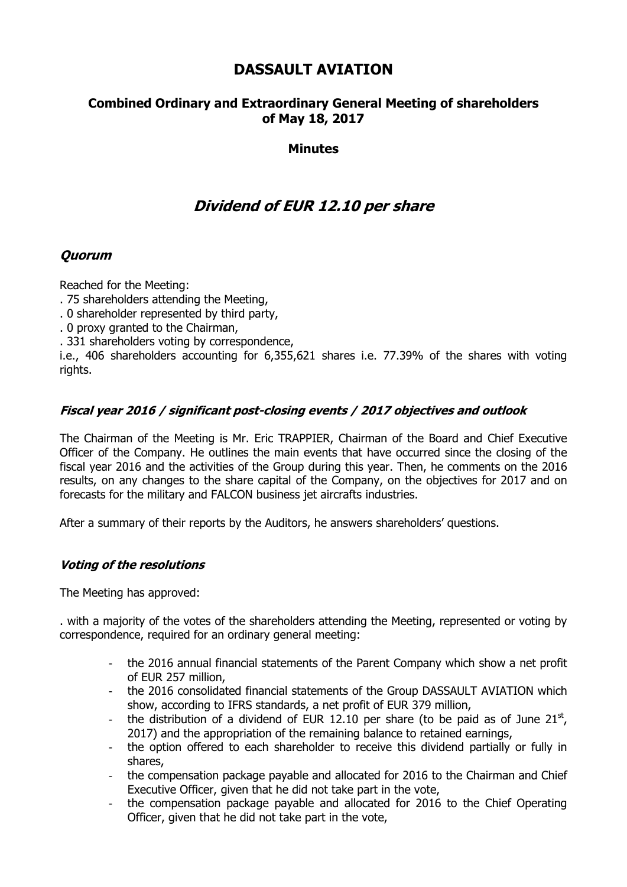# DASSAULT AVIATION

## Combined Ordinary and Extraordinary General Meeting of shareholders of May 18, 2017

**Minutes**

## *Dividend of EUR 12.10 per share*

### *Quorum*

Reached for the Meeting:
. 75 shareholders attending the Meeting,
. 0 shareholder represented by third party,
. 0 proxy granted to the Chairman,
. 331 shareholders voting by correspondence,
i.e., 406 shareholders accounting for 6,355,621 shares i.e. 77.39% of the shares with voting rights.

### *Fiscal year 2016 / significant post-closing events / 2017 objectives and outlook*

The Chairman of the Meeting is Mr. Eric TRAPPIER, Chairman of the Board and Chief Executive Officer of the Company. He outlines the main events that have occurred since the closing of the fiscal year 2016 and the activities of the Group during this year. Then, he comments on the 2016 results, on any changes to the share capital of the Company, on the objectives for 2017 and on forecasts for the military and FALCON business jet aircrafts industries.

After a summary of their reports by the Auditors, he answers shareholders' questions.

### *Voting of the resolutions*

The Meeting has approved:

. with a majority of the votes of the shareholders attending the Meeting, represented or voting by correspondence, required for an ordinary general meeting:

- the 2016 annual financial statements of the Parent Company which show a net profit of EUR 257 million,
- the 2016 consolidated financial statements of the Group DASSAULT AVIATION which show, according to IFRS standards, a net profit of EUR 379 million,
- the distribution of a dividend of EUR 12.10 per share (to be paid as of June 21st, 2017) and the appropriation of the remaining balance to retained earnings,
- the option offered to each shareholder to receive this dividend partially or fully in shares,
- the compensation package payable and allocated for 2016 to the Chairman and Chief Executive Officer, given that he did not take part in the vote,
- the compensation package payable and allocated for 2016 to the Chief Operating Officer, given that he did not take part in the vote,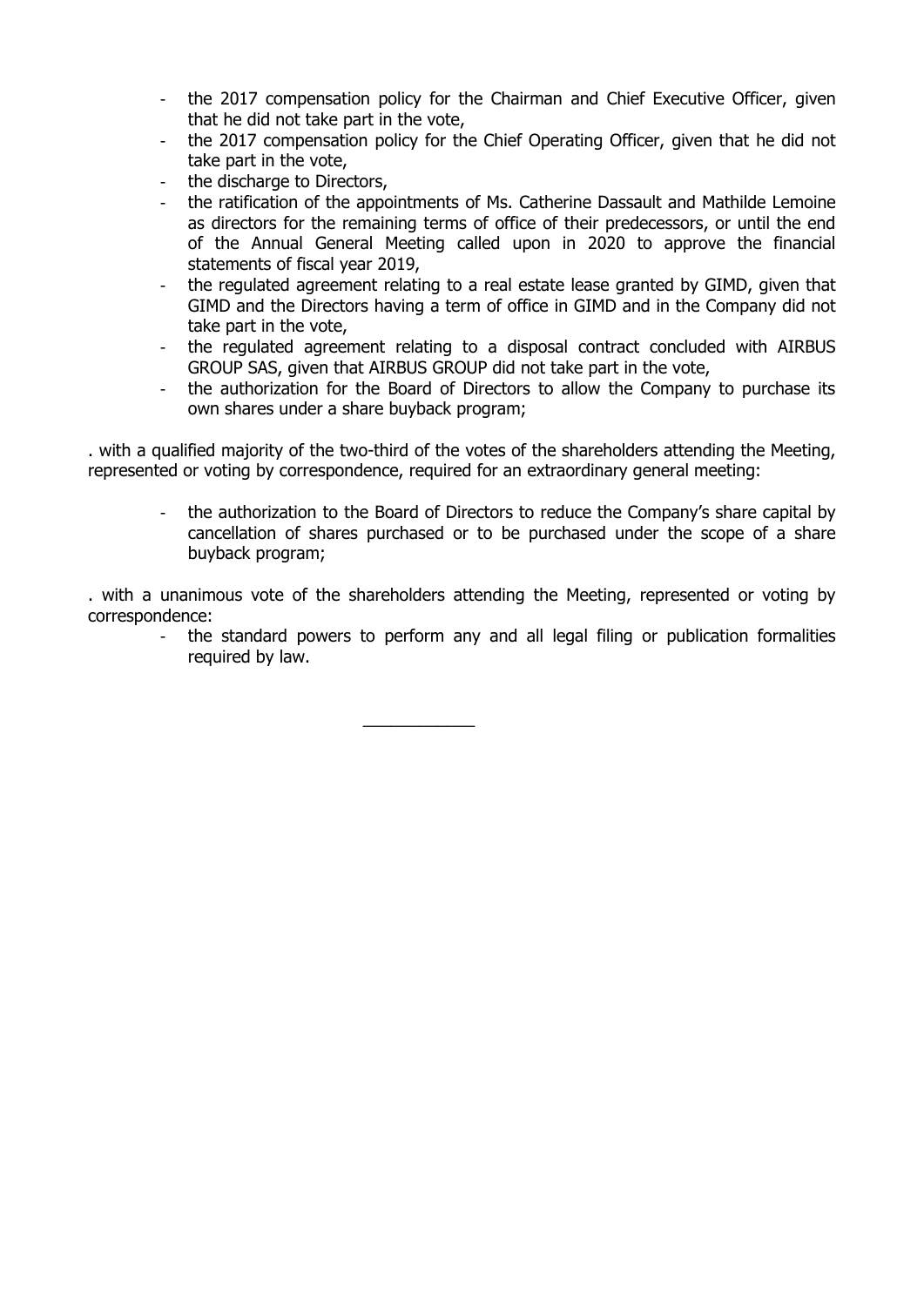- the 2017 compensation policy for the Chairman and Chief Executive Officer, given that he did not take part in the vote,
- the 2017 compensation policy for the Chief Operating Officer, given that he did not take part in the vote,
- the discharge to Directors,
- the ratification of the appointments of Ms. Catherine Dassault and Mathilde Lemoine as directors for the remaining terms of office of their predecessors, or until the end of the Annual General Meeting called upon in 2020 to approve the financial statements of fiscal year 2019,
- the regulated agreement relating to a real estate lease granted by GIMD, given that GIMD and the Directors having a term of office in GIMD and in the Company did not take part in the vote,
- the regulated agreement relating to a disposal contract concluded with AIRBUS GROUP SAS, given that AIRBUS GROUP did not take part in the vote,
- the authorization for the Board of Directors to allow the Company to purchase its own shares under a share buyback program;

. with a qualified majority of the two-third of the votes of the shareholders attending the Meeting, represented or voting by correspondence, required for an extraordinary general meeting:

- the authorization to the Board of Directors to reduce the Company's share capital by cancellation of shares purchased or to be purchased under the scope of a share buyback program;

. with a unanimous vote of the shareholders attending the Meeting, represented or voting by correspondence:

- the standard powers to perform any and all legal filing or publication formalities required by law.

___________